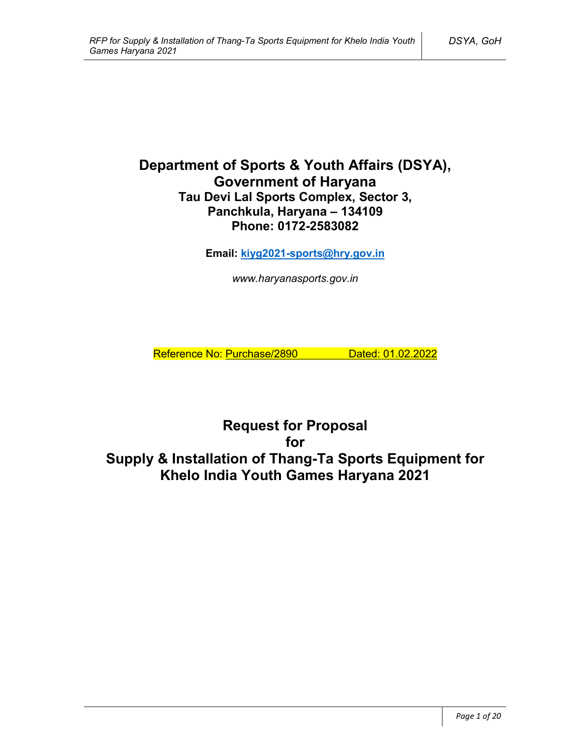# Department of Sports & Youth Affairs (DSYA), Government of Haryana

**Tau Devi Lal Sports Complex, Sector 3,**
**Panchkula, Haryana – 134109**
**Phone: 0172-2583082**

**Email: kiyg2021-sports@hry.gov.in**

*www.haryanasports.gov.in*

Reference No: Purchase/2890 Dated: 01.02.2022

# Request for Proposal for Supply & Installation of Thang-Ta Sports Equipment for Khelo India Youth Games Haryana 2021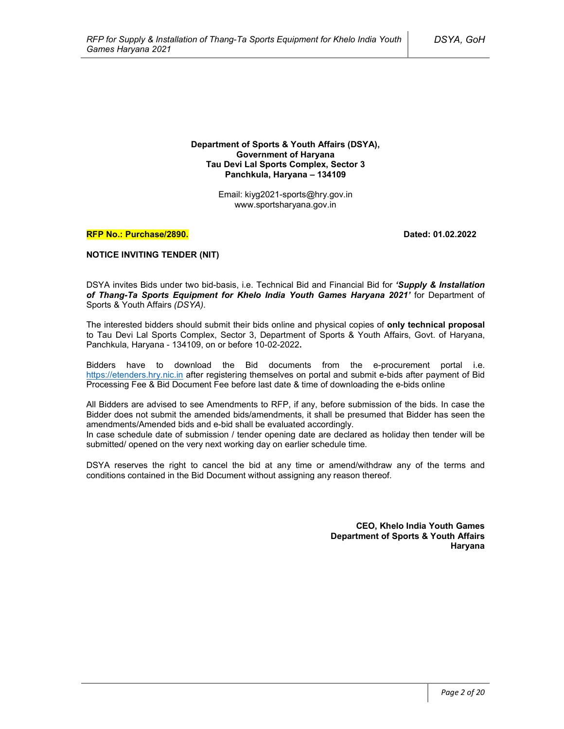**Department of Sports & Youth Affairs (DSYA),**
**Government of Haryana**
**Tau Devi Lal Sports Complex, Sector 3**
**Panchkula, Haryana – 134109**

Email: kiyg2021-sports@hry.gov.in
www.sportsharyana.gov.in

**RFP No.: Purchase/2890.** **Dated: 01.02.2022**

**NOTICE INVITING TENDER (NIT)**

DSYA invites Bids under two bid-basis, i.e. Technical Bid and Financial Bid for ***'Supply & Installation of Thang-Ta Sports Equipment for Khelo India Youth Games Haryana 2021'*** for Department of Sports & Youth Affairs *(DSYA)*.

The interested bidders should submit their bids online and physical copies of **only technical proposal** to Tau Devi Lal Sports Complex, Sector 3, Department of Sports & Youth Affairs, Govt. of Haryana, Panchkula, Haryana - 134109, on or before 10-02-2022**.**

Bidders have to download the Bid documents from the e-procurement portal i.e. https://etenders.hry.nic.in after registering themselves on portal and submit e-bids after payment of Bid Processing Fee & Bid Document Fee before last date & time of downloading the e-bids online

All Bidders are advised to see Amendments to RFP, if any, before submission of the bids. In case the Bidder does not submit the amended bids/amendments, it shall be presumed that Bidder has seen the amendments/Amended bids and e-bid shall be evaluated accordingly.
In case schedule date of submission / tender opening date are declared as holiday then tender will be submitted/ opened on the very next working day on earlier schedule time.

DSYA reserves the right to cancel the bid at any time or amend/withdraw any of the terms and conditions contained in the Bid Document without assigning any reason thereof.

**CEO, Khelo India Youth Games**
**Department of Sports & Youth Affairs**
**Haryana**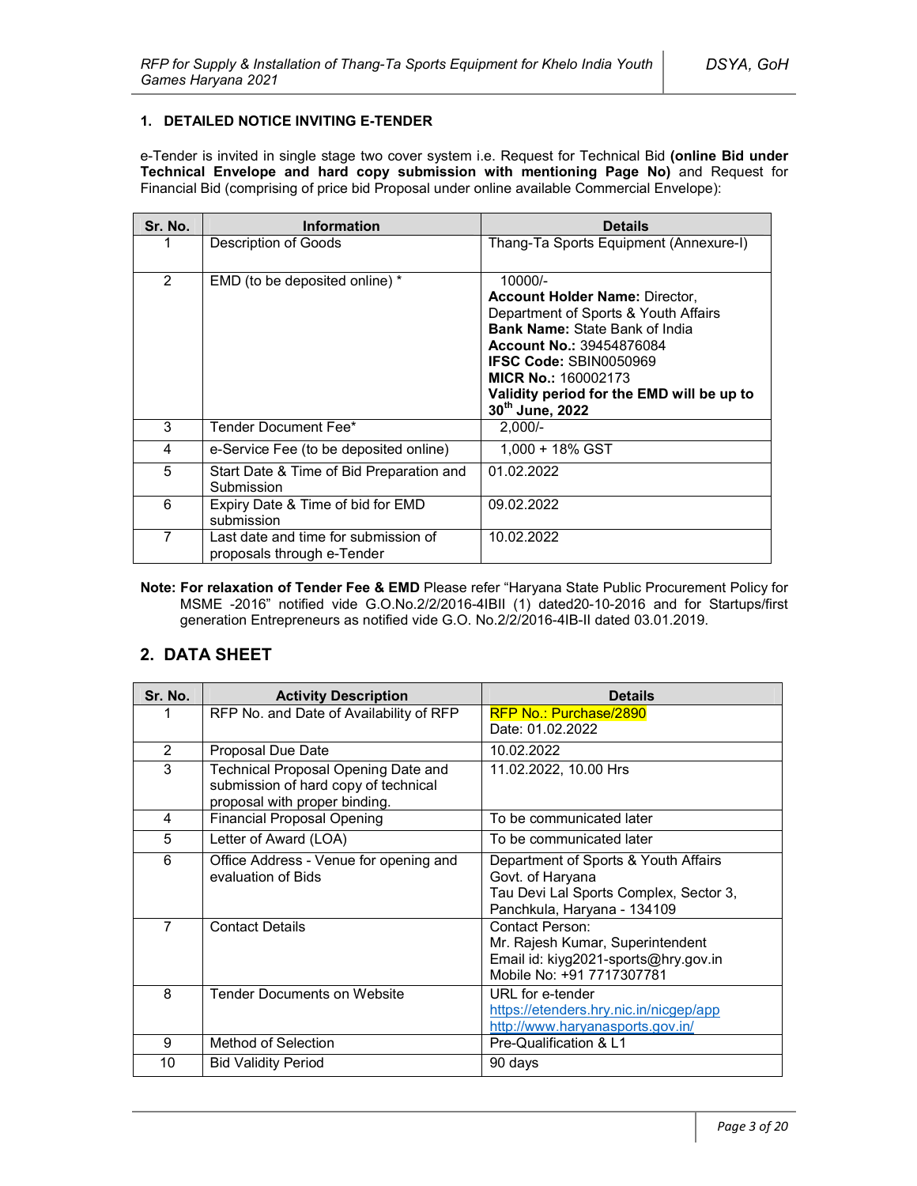## 1. DETAILED NOTICE INVITING E-TENDER

e-Tender is invited in single stage two cover system i.e. Request for Technical Bid **(online Bid under Technical Envelope and hard copy submission with mentioning Page No)** and Request for Financial Bid (comprising of price bid Proposal under online available Commercial Envelope):

| Sr. No. | Information | Details |
|---|---|---|
| 1 | Description of Goods | Thang-Ta Sports Equipment (Annexure-I) |
| 2 | EMD (to be deposited online) * | 10000/-<br>**Account Holder Name:** Director, Department of Sports & Youth Affairs<br>**Bank Name:** State Bank of India<br>**Account No.:** 39454876084<br>**IFSC Code:** SBIN0050969<br>**MICR No.:** 160002173<br>**Validity period for the EMD will be up to 30th June, 2022** |
| 3 | Tender Document Fee* | 2,000/- |
| 4 | e-Service Fee (to be deposited online) | 1,000 + 18% GST |
| 5 | Start Date & Time of Bid Preparation and Submission | 01.02.2022 |
| 6 | Expiry Date & Time of bid for EMD submission | 09.02.2022 |
| 7 | Last date and time for submission of proposals through e-Tender | 10.02.2022 |

**Note: For relaxation of Tender Fee & EMD** Please refer "Haryana State Public Procurement Policy for MSME -2016" notified vide G.O.No.2/2/2016-4IBII (1) dated20-10-2016 and for Startups/first generation Entrepreneurs as notified vide G.O. No.2/2/2016-4IB-II dated 03.01.2019.

## 2. DATA SHEET

| Sr. No. | Activity Description | Details |
|---|---|---|
| 1 | RFP No. and Date of Availability of RFP | RFP No.: Purchase/2890<br>Date: 01.02.2022 |
| 2 | Proposal Due Date | 10.02.2022 |
| 3 | Technical Proposal Opening Date and submission of hard copy of technical proposal with proper binding. | 11.02.2022, 10.00 Hrs |
| 4 | Financial Proposal Opening | To be communicated later |
| 5 | Letter of Award (LOA) | To be communicated later |
| 6 | Office Address - Venue for opening and evaluation of Bids | Department of Sports & Youth Affairs<br>Govt. of Haryana<br>Tau Devi Lal Sports Complex, Sector 3, Panchkula, Haryana - 134109 |
| 7 | Contact Details | Contact Person:<br>Mr. Rajesh Kumar, Superintendent<br>Email id: kiyg2021-sports@hry.gov.in<br>Mobile No: +91 7717307781 |
| 8 | Tender Documents on Website | URL for e-tender<br>https://etenders.hry.nic.in/nicgep/app<br>http://www.haryanasports.gov.in/ |
| 9 | Method of Selection | Pre-Qualification & L1 |
| 10 | Bid Validity Period | 90 days |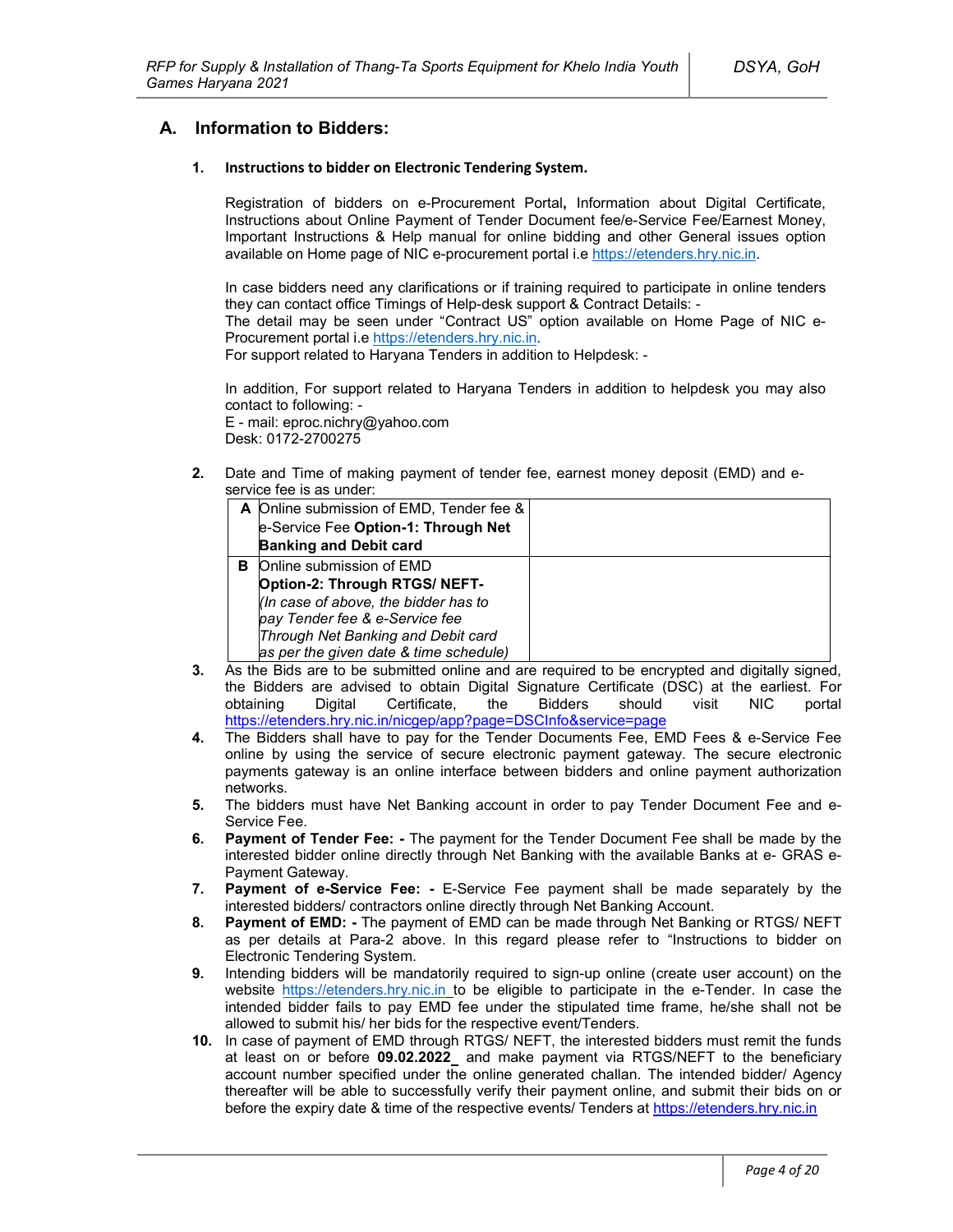## A. Information to Bidders:

**1. Instructions to bidder on Electronic Tendering System.**

Registration of bidders on e-Procurement Portal**,** Information about Digital Certificate, Instructions about Online Payment of Tender Document fee/e-Service Fee/Earnest Money, Important Instructions & Help manual for online bidding and other General issues option available on Home page of NIC e-procurement portal i.e https://etenders.hry.nic.in.

In case bidders need any clarifications or if training required to participate in online tenders they can contact office Timings of Help-desk support & Contract Details: -
The detail may be seen under "Contract US" option available on Home Page of NIC e-Procurement portal i.e https://etenders.hry.nic.in.
For support related to Haryana Tenders in addition to Helpdesk: -

In addition, For support related to Haryana Tenders in addition to helpdesk you may also contact to following: -
E - mail: eproc.nichry@yahoo.com
Desk: 0172-2700275

**2.** Date and Time of making payment of tender fee, earnest money deposit (EMD) and e-service fee is as under:

| | | |
|---|---|---|
| **A** | Online submission of EMD, Tender fee & e-Service Fee **Option-1: Through Net Banking and Debit card** | |
| **B** | Online submission of EMD **Option-2: Through RTGS/ NEFT-** *(In case of above, the bidder has to pay Tender fee & e-Service fee Through Net Banking and Debit card as per the given date & time schedule)* | |

**3.** As the Bids are to be submitted online and are required to be encrypted and digitally signed, the Bidders are advised to obtain Digital Signature Certificate (DSC) at the earliest. For obtaining Digital Certificate, the Bidders should visit NIC portal https://etenders.hry.nic.in/nicgep/app?page=DSCInfo&service=page

**4.** The Bidders shall have to pay for the Tender Documents Fee, EMD Fees & e-Service Fee online by using the service of secure electronic payment gateway. The secure electronic payments gateway is an online interface between bidders and online payment authorization networks.

**5.** The bidders must have Net Banking account in order to pay Tender Document Fee and e-Service Fee.

**6.** **Payment of Tender Fee: -** The payment for the Tender Document Fee shall be made by the interested bidder online directly through Net Banking with the available Banks at e- GRAS e-Payment Gateway.

**7.** **Payment of e-Service Fee: -** E-Service Fee payment shall be made separately by the interested bidders/ contractors online directly through Net Banking Account.

**8.** **Payment of EMD: -** The payment of EMD can be made through Net Banking or RTGS/ NEFT as per details at Para-2 above. In this regard please refer to "Instructions to bidder on Electronic Tendering System.

**9.** Intending bidders will be mandatorily required to sign-up online (create user account) on the website https://etenders.hry.nic.in to be eligible to participate in the e-Tender. In case the intended bidder fails to pay EMD fee under the stipulated time frame, he/she shall not be allowed to submit his/ her bids for the respective event/Tenders.

**10.** In case of payment of EMD through RTGS/ NEFT, the interested bidders must remit the funds at least on or before **09.02.2022** and make payment via RTGS/NEFT to the beneficiary account number specified under the online generated challan. The intended bidder/ Agency thereafter will be able to successfully verify their payment online, and submit their bids on or before the expiry date & time of the respective events/ Tenders at https://etenders.hry.nic.in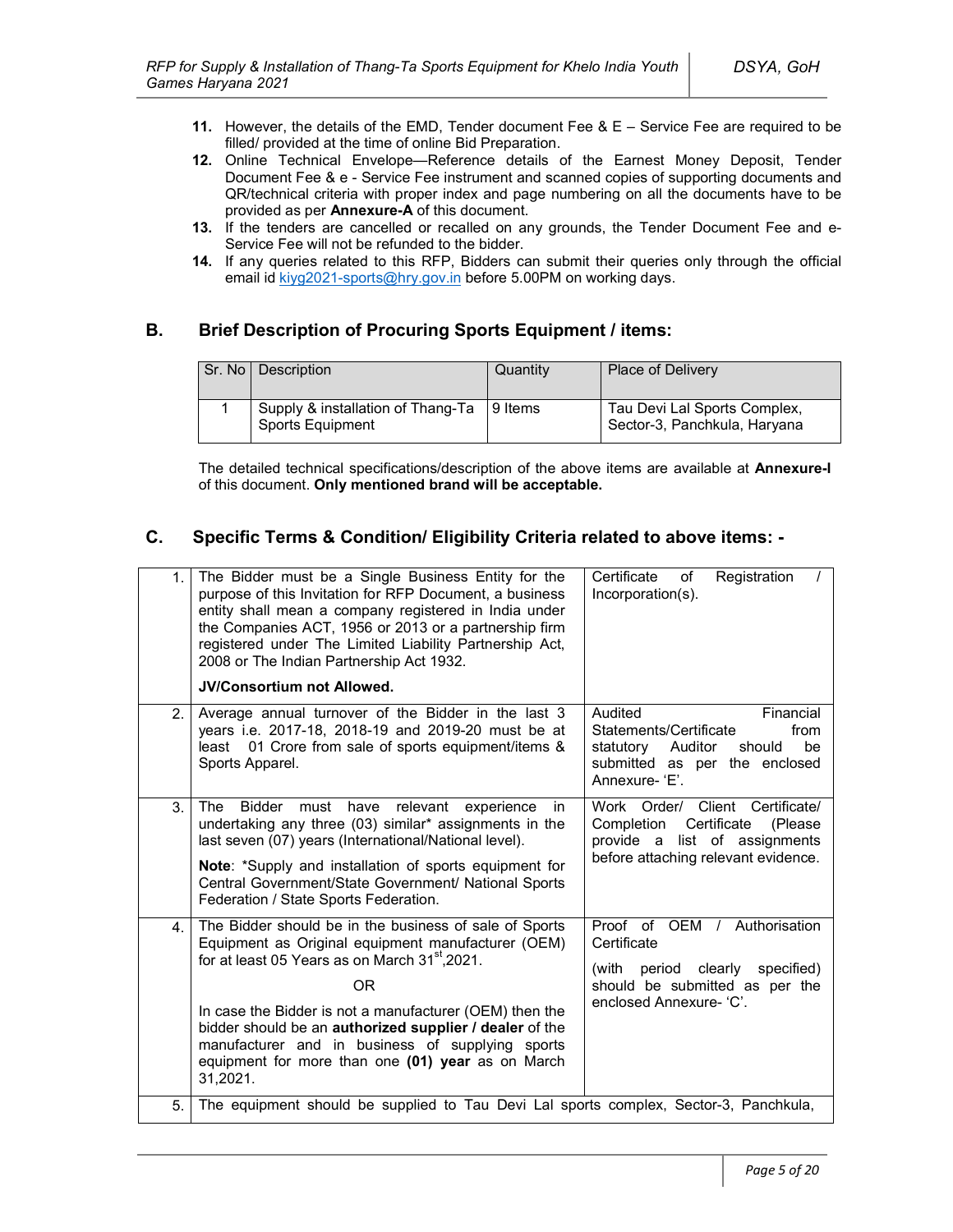11. However, the details of the EMD, Tender document Fee & E – Service Fee are required to be filled/ provided at the time of online Bid Preparation.
12. Online Technical Envelope—Reference details of the Earnest Money Deposit, Tender Document Fee & e - Service Fee instrument and scanned copies of supporting documents and QR/technical criteria with proper index and page numbering on all the documents have to be provided as per **Annexure-A** of this document.
13. If the tenders are cancelled or recalled on any grounds, the Tender Document Fee and e-Service Fee will not be refunded to the bidder.
14. If any queries related to this RFP, Bidders can submit their queries only through the official email id kiyg2021-sports@hry.gov.in before 5.00PM on working days.

## B. Brief Description of Procuring Sports Equipment / items:

| Sr. No | Description | Quantity | Place of Delivery |
|---|---|---|---|
| 1 | Supply & installation of Thang-Ta Sports Equipment | 9 Items | Tau Devi Lal Sports Complex, Sector-3, Panchkula, Haryana |

The detailed technical specifications/description of the above items are available at **Annexure-I** of this document. **Only mentioned brand will be acceptable.**

## C. Specific Terms & Condition/ Eligibility Criteria related to above items: -

| | | |
|---|---|---|
| 1. | The Bidder must be a Single Business Entity for the purpose of this Invitation for RFP Document, a business entity shall mean a company registered in India under the Companies ACT, 1956 or 2013 or a partnership firm registered under The Limited Liability Partnership Act, 2008 or The Indian Partnership Act 1932.<br><br>**JV/Consortium not Allowed.** | Certificate of Registration / Incorporation(s). |
| 2. | Average annual turnover of the Bidder in the last 3 years i.e. 2017-18, 2018-19 and 2019-20 must be at least 01 Crore from sale of sports equipment/items & Sports Apparel. | Audited Financial Statements/Certificate from statutory Auditor should be submitted as per the enclosed Annexure- 'E'. |
| 3. | The Bidder must have relevant experience in undertaking any three (03) similar* assignments in the last seven (07) years (International/National level).<br><br>**Note**: *Supply and installation of sports equipment for Central Government/State Government/ National Sports Federation / State Sports Federation. | Work Order/ Client Certificate/ Completion Certificate (Please provide a list of assignments before attaching relevant evidence. |
| 4. | The Bidder should be in the business of sale of Sports Equipment as Original equipment manufacturer (OEM) for at least 05 Years as on March 31st,2021.<br><br>OR<br><br>In case the Bidder is not a manufacturer (OEM) then the bidder should be an **authorized supplier / dealer** of the manufacturer and in business of supplying sports equipment for more than one **(01) year** as on March 31,2021. | Proof of OEM / Authorisation Certificate<br><br>(with period clearly specified) should be submitted as per the enclosed Annexure- 'C'. |
| 5. | The equipment should be supplied to Tau Devi Lal sports complex, Sector-3, Panchkula, | |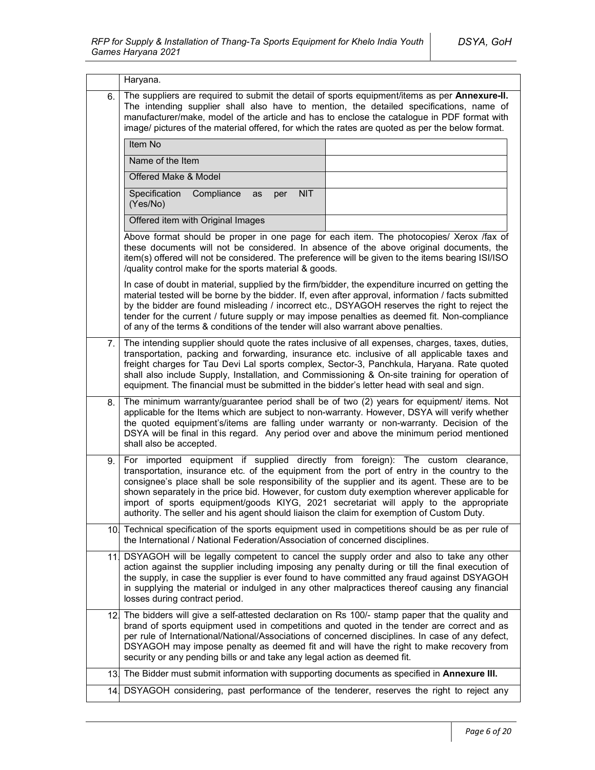| | |
|---|---|
| | Haryana. |
| 6. | The suppliers are required to submit the detail of sports equipment/items as per **Annexure-II.** The intending supplier shall also have to mention, the detailed specifications, name of manufacturer/make, model of the article and has to enclose the catalogue in PDF format with image/ pictures of the material offered, for which the rates are quoted as per the below format.<br><br>Item No \| <br>Name of the Item \| <br>Offered Make & Model \| <br>Specification Compliance as per NIT (Yes/No) \| <br>Offered item with Original Images \| <br><br>Above format should be proper in one page for each item. The photocopies/ Xerox /fax of these documents will not be considered. In absence of the above original documents, the item(s) offered will not be considered. The preference will be given to the items bearing ISI/ISO /quality control make for the sports material & goods.<br><br>In case of doubt in material, supplied by the firm/bidder, the expenditure incurred on getting the material tested will be borne by the bidder. If, even after approval, information / facts submitted by the bidder are found misleading / incorrect etc., DSYAGOH reserves the right to reject the tender for the current / future supply or may impose penalties as deemed fit. Non-compliance of any of the terms & conditions of the tender will also warrant above penalties. |
| 7. | The intending supplier should quote the rates inclusive of all expenses, charges, taxes, duties, transportation, packing and forwarding, insurance etc. inclusive of all applicable taxes and freight charges for Tau Devi Lal sports complex, Sector-3, Panchkula, Haryana. Rate quoted shall also include Supply, Installation, and Commissioning & On-site training for operation of equipment. The financial must be submitted in the bidder's letter head with seal and sign. |
| 8. | The minimum warranty/guarantee period shall be of two (2) years for equipment/ items. Not applicable for the Items which are subject to non-warranty. However, DSYA will verify whether the quoted equipment's/items are falling under warranty or non-warranty. Decision of the DSYA will be final in this regard. Any period over and above the minimum period mentioned shall also be accepted. |
| 9. | For imported equipment if supplied directly from foreign): The custom clearance, transportation, insurance etc. of the equipment from the port of entry in the country to the consignee's place shall be sole responsibility of the supplier and its agent. These are to be shown separately in the price bid. However, for custom duty exemption wherever applicable for import of sports equipment/goods KIYG, 2021 secretariat will apply to the appropriate authority. The seller and his agent should liaison the claim for exemption of Custom Duty. |
| 10. | Technical specification of the sports equipment used in competitions should be as per rule of the International / National Federation/Association of concerned disciplines. |
| 11. | DSYAGOH will be legally competent to cancel the supply order and also to take any other action against the supplier including imposing any penalty during or till the final execution of the supply, in case the supplier is ever found to have committed any fraud against DSYAGOH in supplying the material or indulged in any other malpractices thereof causing any financial losses during contract period. |
| 12. | The bidders will give a self-attested declaration on Rs 100/- stamp paper that the quality and brand of sports equipment used in competitions and quoted in the tender are correct and as per rule of International/National/Associations of concerned disciplines. In case of any defect, DSYAGOH may impose penalty as deemed fit and will have the right to make recovery from security or any pending bills or and take any legal action as deemed fit. |
| 13. | The Bidder must submit information with supporting documents as specified in **Annexure III.** |
| 14. | DSYAGOH considering, past performance of the tenderer, reserves the right to reject any |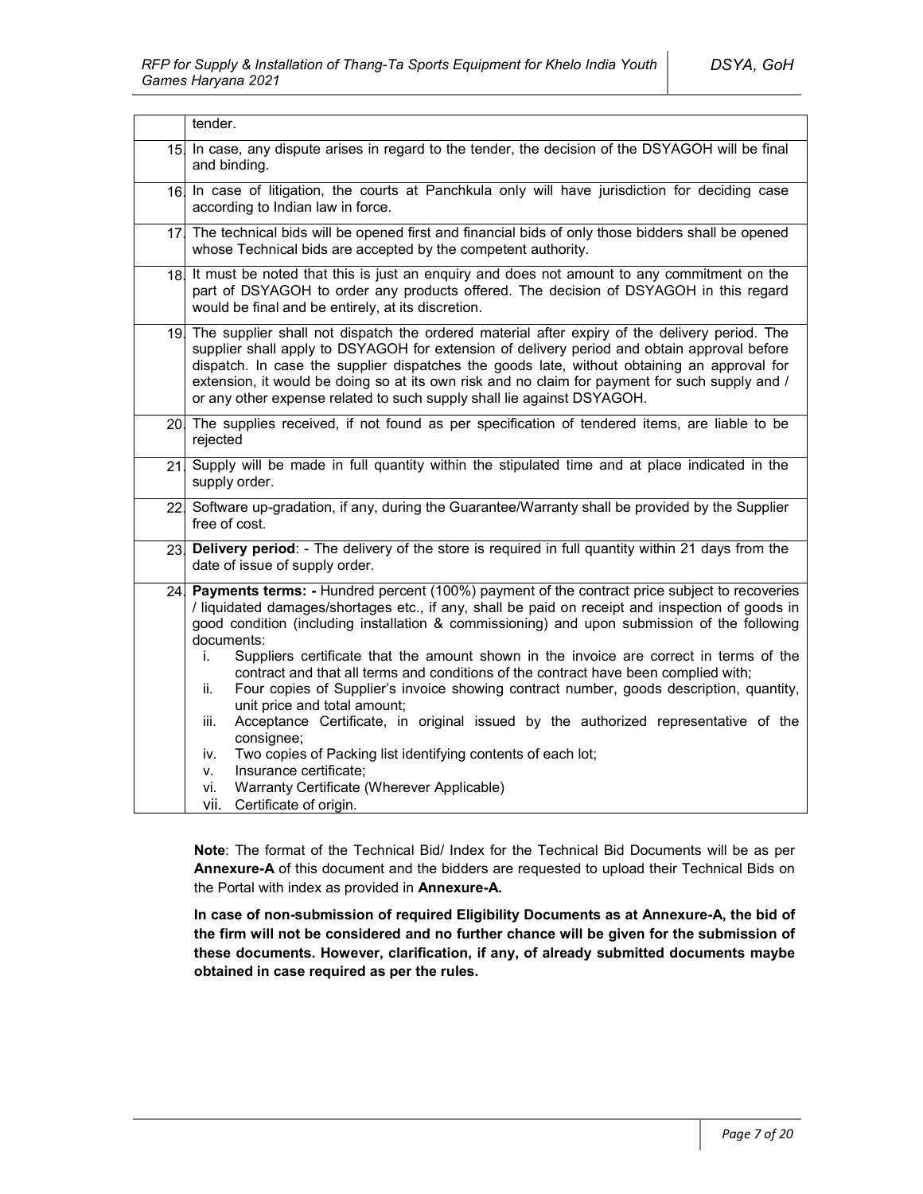|  |  |
|---|---|
|  | tender. |
| 15. | In case, any dispute arises in regard to the tender, the decision of the DSYAGOH will be final and binding. |
| 16. | In case of litigation, the courts at Panchkula only will have jurisdiction for deciding case according to Indian law in force. |
| 17. | The technical bids will be opened first and financial bids of only those bidders shall be opened whose Technical bids are accepted by the competent authority. |
| 18. | It must be noted that this is just an enquiry and does not amount to any commitment on the part of DSYAGOH to order any products offered. The decision of DSYAGOH in this regard would be final and be entirely, at its discretion. |
| 19. | The supplier shall not dispatch the ordered material after expiry of the delivery period. The supplier shall apply to DSYAGOH for extension of delivery period and obtain approval before dispatch. In case the supplier dispatches the goods late, without obtaining an approval for extension, it would be doing so at its own risk and no claim for payment for such supply and / or any other expense related to such supply shall lie against DSYAGOH. |
| 20. | The supplies received, if not found as per specification of tendered items, are liable to be rejected |
| 21. | Supply will be made in full quantity within the stipulated time and at place indicated in the supply order. |
| 22. | Software up-gradation, if any, during the Guarantee/Warranty shall be provided by the Supplier free of cost. |
| 23. | **Delivery period**: - The delivery of the store is required in full quantity within 21 days from the date of issue of supply order. |
| 24. | **Payments terms: -** Hundred percent (100%) payment of the contract price subject to recoveries / liquidated damages/shortages etc., if any, shall be paid on receipt and inspection of goods in good condition (including installation & commissioning) and upon submission of the following documents:<br>i. Suppliers certificate that the amount shown in the invoice are correct in terms of the contract and that all terms and conditions of the contract have been complied with;<br>ii. Four copies of Supplier's invoice showing contract number, goods description, quantity, unit price and total amount;<br>iii. Acceptance Certificate, in original issued by the authorized representative of the consignee;<br>iv. Two copies of Packing list identifying contents of each lot;<br>v. Insurance certificate;<br>vi. Warranty Certificate (Wherever Applicable)<br>vii. Certificate of origin. |

**Note**: The format of the Technical Bid/ Index for the Technical Bid Documents will be as per **Annexure-A** of this document and the bidders are requested to upload their Technical Bids on the Portal with index as provided in **Annexure-A.**

**In case of non-submission of required Eligibility Documents as at Annexure-A, the bid of the firm will not be considered and no further chance will be given for the submission of these documents. However, clarification, if any, of already submitted documents maybe obtained in case required as per the rules.**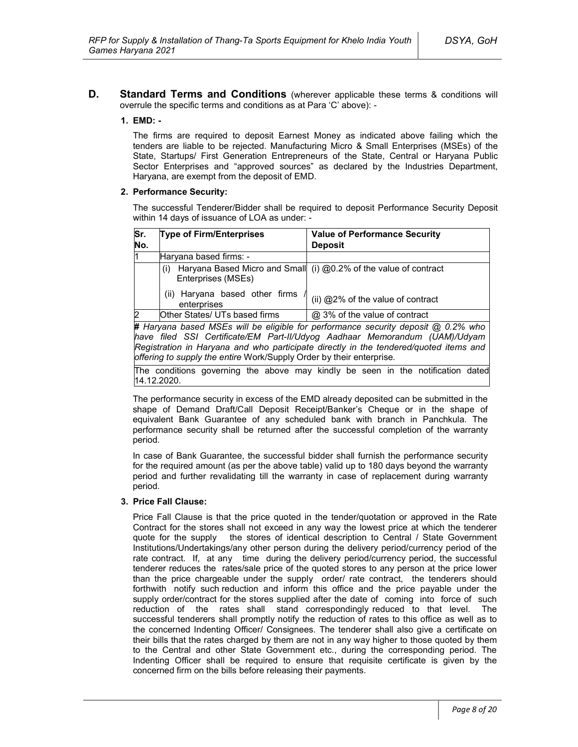## D. Standard Terms and Conditions (wherever applicable these terms & conditions will overrule the specific terms and conditions as at Para 'C' above): -

### 1. EMD: -

The firms are required to deposit Earnest Money as indicated above failing which the tenders are liable to be rejected. Manufacturing Micro & Small Enterprises (MSEs) of the State, Startups/ First Generation Entrepreneurs of the State, Central or Haryana Public Sector Enterprises and "approved sources" as declared by the Industries Department, Haryana, are exempt from the deposit of EMD.

### 2. Performance Security:

The successful Tenderer/Bidder shall be required to deposit Performance Security Deposit within 14 days of issuance of LOA as under: -

| Sr. No. | Type of Firm/Enterprises | Value of Performance Security Deposit |
|---|---|---|
| 1 | Haryana based firms: - | |
| | (i) Haryana Based Micro and Small Enterprises (MSEs) | (i) @0.2% of the value of contract |
| | (ii) Haryana based other firms / enterprises | (ii) @2% of the value of contract |
| 2 | Other States/ UTs based firms | @ 3% of the value of contract |
| *# Haryana based MSEs will be eligible for performance security deposit @ 0.2% who have filed SSI Certificate/EM Part-II/Udyog Aadhaar Memorandum (UAM)/Udyam Registration in Haryana and who participate directly in the tendered/quoted items and offering to supply the entire* Work/Supply Order by their enterprise*.* | | |
| The conditions governing the above may kindly be seen in the notification dated 14.12.2020. | | |

The performance security in excess of the EMD already deposited can be submitted in the shape of Demand Draft/Call Deposit Receipt/Banker's Cheque or in the shape of equivalent Bank Guarantee of any scheduled bank with branch in Panchkula. The performance security shall be returned after the successful completion of the warranty period.

In case of Bank Guarantee, the successful bidder shall furnish the performance security for the required amount (as per the above table) valid up to 180 days beyond the warranty period and further revalidating till the warranty in case of replacement during warranty period.

### 3. Price Fall Clause:

Price Fall Clause is that the price quoted in the tender/quotation or approved in the Rate Contract for the stores shall not exceed in any way the lowest price at which the tenderer quote for the supply the stores of identical description to Central / State Government Institutions/Undertakings/any other person during the delivery period/currency period of the rate contract. If, at any time during the delivery period/currency period, the successful tenderer reduces the rates/sale price of the quoted stores to any person at the price lower than the price chargeable under the supply order/ rate contract, the tenderers should forthwith notify such reduction and inform this office and the price payable under the supply order/contract for the stores supplied after the date of coming into force of such reduction of the rates shall stand correspondingly reduced to that level. The successful tenderers shall promptly notify the reduction of rates to this office as well as to the concerned Indenting Officer/ Consignees. The tenderer shall also give a certificate on their bills that the rates charged by them are not in any way higher to those quoted by them to the Central and other State Government etc., during the corresponding period. The Indenting Officer shall be required to ensure that requisite certificate is given by the concerned firm on the bills before releasing their payments.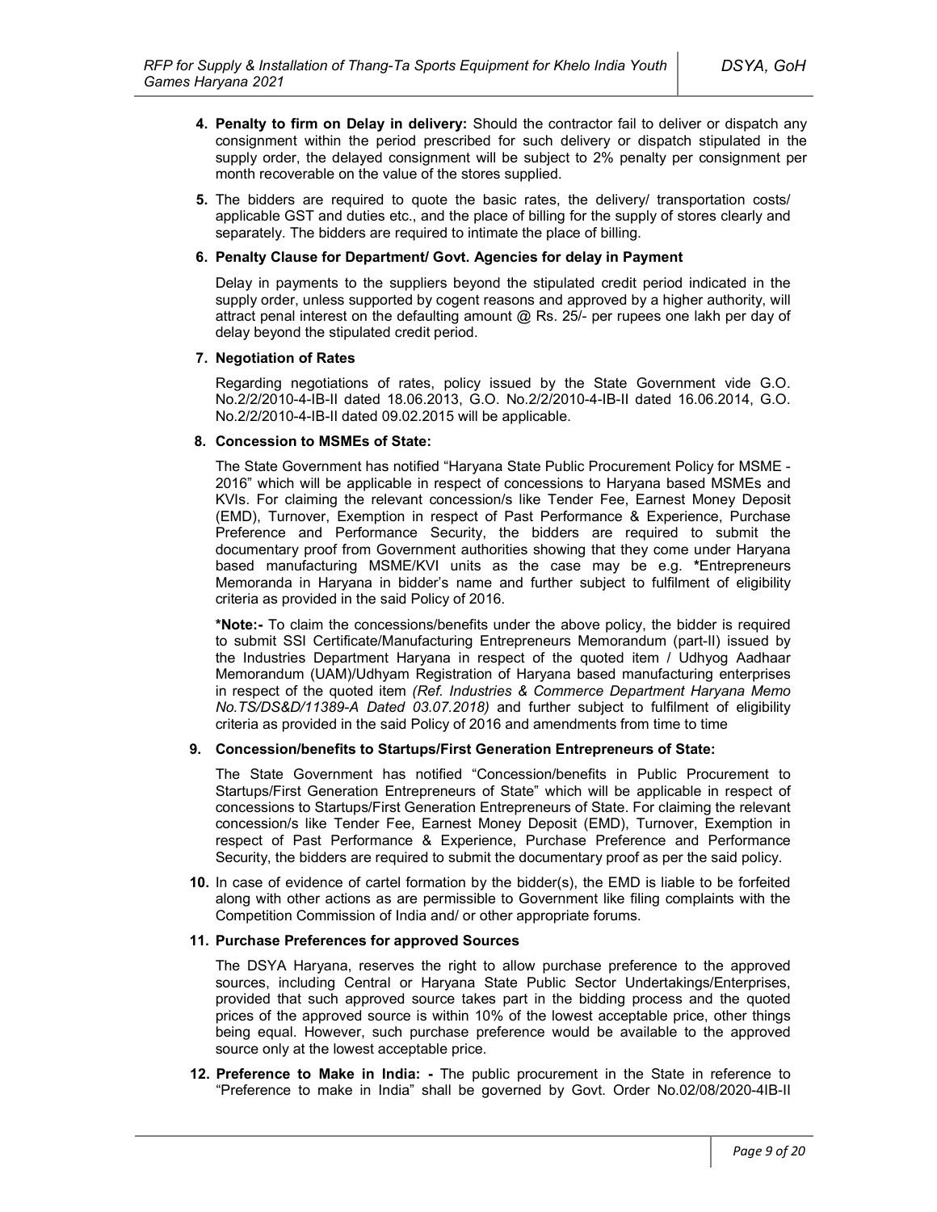4. **Penalty to firm on Delay in delivery:** Should the contractor fail to deliver or dispatch any consignment within the period prescribed for such delivery or dispatch stipulated in the supply order, the delayed consignment will be subject to 2% penalty per consignment per month recoverable on the value of the stores supplied.

5. The bidders are required to quote the basic rates, the delivery/ transportation costs/ applicable GST and duties etc., and the place of billing for the supply of stores clearly and separately. The bidders are required to intimate the place of billing.

6. **Penalty Clause for Department/ Govt. Agencies for delay in Payment**

   Delay in payments to the suppliers beyond the stipulated credit period indicated in the supply order, unless supported by cogent reasons and approved by a higher authority, will attract penal interest on the defaulting amount @ Rs. 25/- per rupees one lakh per day of delay beyond the stipulated credit period.

7. **Negotiation of Rates**

   Regarding negotiations of rates, policy issued by the State Government vide G.O. No.2/2/2010-4-IB-II dated 18.06.2013, G.O. No.2/2/2010-4-IB-II dated 16.06.2014, G.O. No.2/2/2010-4-IB-II dated 09.02.2015 will be applicable.

8. **Concession to MSMEs of State:**

   The State Government has notified "Haryana State Public Procurement Policy for MSME - 2016" which will be applicable in respect of concessions to Haryana based MSMEs and KVIs. For claiming the relevant concession/s like Tender Fee, Earnest Money Deposit (EMD), Turnover, Exemption in respect of Past Performance & Experience, Purchase Preference and Performance Security, the bidders are required to submit the documentary proof from Government authorities showing that they come under Haryana based manufacturing MSME/KVI units as the case may be e.g. **\***Entrepreneurs Memoranda in Haryana in bidder's name and further subject to fulfilment of eligibility criteria as provided in the said Policy of 2016.

   **\*Note:-** To claim the concessions/benefits under the above policy, the bidder is required to submit SSI Certificate/Manufacturing Entrepreneurs Memorandum (part-II) issued by the Industries Department Haryana in respect of the quoted item / Udhyog Aadhaar Memorandum (UAM)/Udhyam Registration of Haryana based manufacturing enterprises in respect of the quoted item *(Ref. Industries & Commerce Department Haryana Memo No.TS/DS&D/11389-A Dated 03.07.2018)* and further subject to fulfilment of eligibility criteria as provided in the said Policy of 2016 and amendments from time to time

9. **Concession/benefits to Startups/First Generation Entrepreneurs of State:**

   The State Government has notified "Concession/benefits in Public Procurement to Startups/First Generation Entrepreneurs of State" which will be applicable in respect of concessions to Startups/First Generation Entrepreneurs of State. For claiming the relevant concession/s like Tender Fee, Earnest Money Deposit (EMD), Turnover, Exemption in respect of Past Performance & Experience, Purchase Preference and Performance Security, the bidders are required to submit the documentary proof as per the said policy.

10. In case of evidence of cartel formation by the bidder(s), the EMD is liable to be forfeited along with other actions as are permissible to Government like filing complaints with the Competition Commission of India and/ or other appropriate forums.

11. **Purchase Preferences for approved Sources**

    The DSYA Haryana, reserves the right to allow purchase preference to the approved sources, including Central or Haryana State Public Sector Undertakings/Enterprises, provided that such approved source takes part in the bidding process and the quoted prices of the approved source is within 10% of the lowest acceptable price, other things being equal. However, such purchase preference would be available to the approved source only at the lowest acceptable price.

12. **Preference to Make in India: -** The public procurement in the State in reference to "Preference to make in India" shall be governed by Govt. Order No.02/08/2020-4IB-II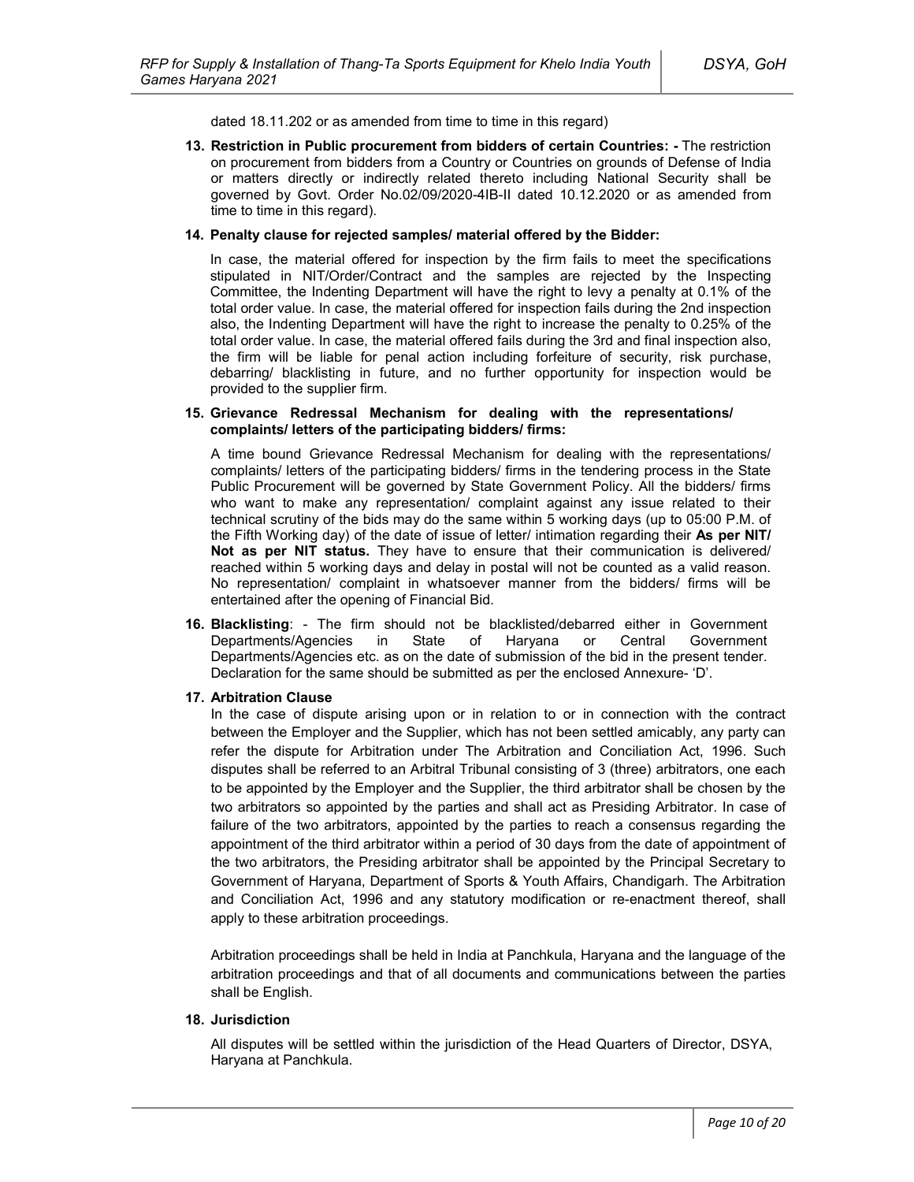dated 18.11.202 or as amended from time to time in this regard)

13. **Restriction in Public procurement from bidders of certain Countries: -** The restriction on procurement from bidders from a Country or Countries on grounds of Defense of India or matters directly or indirectly related thereto including National Security shall be governed by Govt. Order No.02/09/2020-4IB-II dated 10.12.2020 or as amended from time to time in this regard).

14. **Penalty clause for rejected samples/ material offered by the Bidder:**

    In case, the material offered for inspection by the firm fails to meet the specifications stipulated in NIT/Order/Contract and the samples are rejected by the Inspecting Committee, the Indenting Department will have the right to levy a penalty at 0.1% of the total order value. In case, the material offered for inspection fails during the 2nd inspection also, the Indenting Department will have the right to increase the penalty to 0.25% of the total order value. In case, the material offered fails during the 3rd and final inspection also, the firm will be liable for penal action including forfeiture of security, risk purchase, debarring/ blacklisting in future, and no further opportunity for inspection would be provided to the supplier firm.

15. **Grievance Redressal Mechanism for dealing with the representations/ complaints/ letters of the participating bidders/ firms:**

    A time bound Grievance Redressal Mechanism for dealing with the representations/ complaints/ letters of the participating bidders/ firms in the tendering process in the State Public Procurement will be governed by State Government Policy. All the bidders/ firms who want to make any representation/ complaint against any issue related to their technical scrutiny of the bids may do the same within 5 working days (up to 05:00 P.M. of the Fifth Working day) of the date of issue of letter/ intimation regarding their **As per NIT/ Not as per NIT status.** They have to ensure that their communication is delivered/ reached within 5 working days and delay in postal will not be counted as a valid reason. No representation/ complaint in whatsoever manner from the bidders/ firms will be entertained after the opening of Financial Bid.

16. **Blacklisting**: - The firm should not be blacklisted/debarred either in Government Departments/Agencies in State of Haryana or Central Government Departments/Agencies etc. as on the date of submission of the bid in the present tender. Declaration for the same should be submitted as per the enclosed Annexure- 'D'.

17. **Arbitration Clause**

    In the case of dispute arising upon or in relation to or in connection with the contract between the Employer and the Supplier, which has not been settled amicably, any party can refer the dispute for Arbitration under The Arbitration and Conciliation Act, 1996. Such disputes shall be referred to an Arbitral Tribunal consisting of 3 (three) arbitrators, one each to be appointed by the Employer and the Supplier, the third arbitrator shall be chosen by the two arbitrators so appointed by the parties and shall act as Presiding Arbitrator. In case of failure of the two arbitrators, appointed by the parties to reach a consensus regarding the appointment of the third arbitrator within a period of 30 days from the date of appointment of the two arbitrators, the Presiding arbitrator shall be appointed by the Principal Secretary to Government of Haryana, Department of Sports & Youth Affairs, Chandigarh. The Arbitration and Conciliation Act, 1996 and any statutory modification or re-enactment thereof, shall apply to these arbitration proceedings.

    Arbitration proceedings shall be held in India at Panchkula, Haryana and the language of the arbitration proceedings and that of all documents and communications between the parties shall be English.

18. **Jurisdiction**

    All disputes will be settled within the jurisdiction of the Head Quarters of Director, DSYA, Haryana at Panchkula.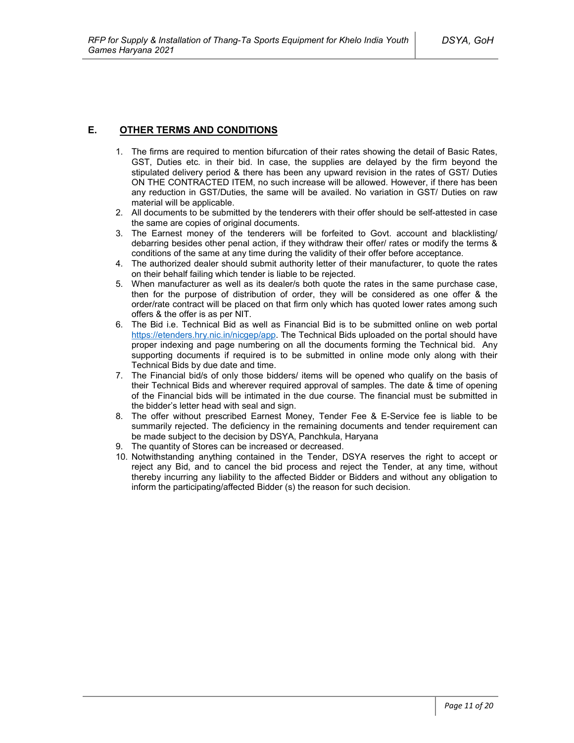## E. OTHER TERMS AND CONDITIONS

1. The firms are required to mention bifurcation of their rates showing the detail of Basic Rates, GST, Duties etc. in their bid. In case, the supplies are delayed by the firm beyond the stipulated delivery period & there has been any upward revision in the rates of GST/ Duties ON THE CONTRACTED ITEM, no such increase will be allowed. However, if there has been any reduction in GST/Duties, the same will be availed. No variation in GST/ Duties on raw material will be applicable.
2. All documents to be submitted by the tenderers with their offer should be self-attested in case the same are copies of original documents.
3. The Earnest money of the tenderers will be forfeited to Govt. account and blacklisting/ debarring besides other penal action, if they withdraw their offer/ rates or modify the terms & conditions of the same at any time during the validity of their offer before acceptance.
4. The authorized dealer should submit authority letter of their manufacturer, to quote the rates on their behalf failing which tender is liable to be rejected.
5. When manufacturer as well as its dealer/s both quote the rates in the same purchase case, then for the purpose of distribution of order, they will be considered as one offer & the order/rate contract will be placed on that firm only which has quoted lower rates among such offers & the offer is as per NIT.
6. The Bid i.e. Technical Bid as well as Financial Bid is to be submitted online on web portal [https://etenders.hry.nic.in/nicgep/app](https://etenders.hry.nic.in/nicgep/app). The Technical Bids uploaded on the portal should have proper indexing and page numbering on all the documents forming the Technical bid. Any supporting documents if required is to be submitted in online mode only along with their Technical Bids by due date and time.
7. The Financial bid/s of only those bidders/ items will be opened who qualify on the basis of their Technical Bids and wherever required approval of samples. The date & time of opening of the Financial bids will be intimated in the due course. The financial must be submitted in the bidder's letter head with seal and sign.
8. The offer without prescribed Earnest Money, Tender Fee & E-Service fee is liable to be summarily rejected. The deficiency in the remaining documents and tender requirement can be made subject to the decision by DSYA, Panchkula, Haryana
9. The quantity of Stores can be increased or decreased.
10. Notwithstanding anything contained in the Tender, DSYA reserves the right to accept or reject any Bid, and to cancel the bid process and reject the Tender, at any time, without thereby incurring any liability to the affected Bidder or Bidders and without any obligation to inform the participating/affected Bidder (s) the reason for such decision.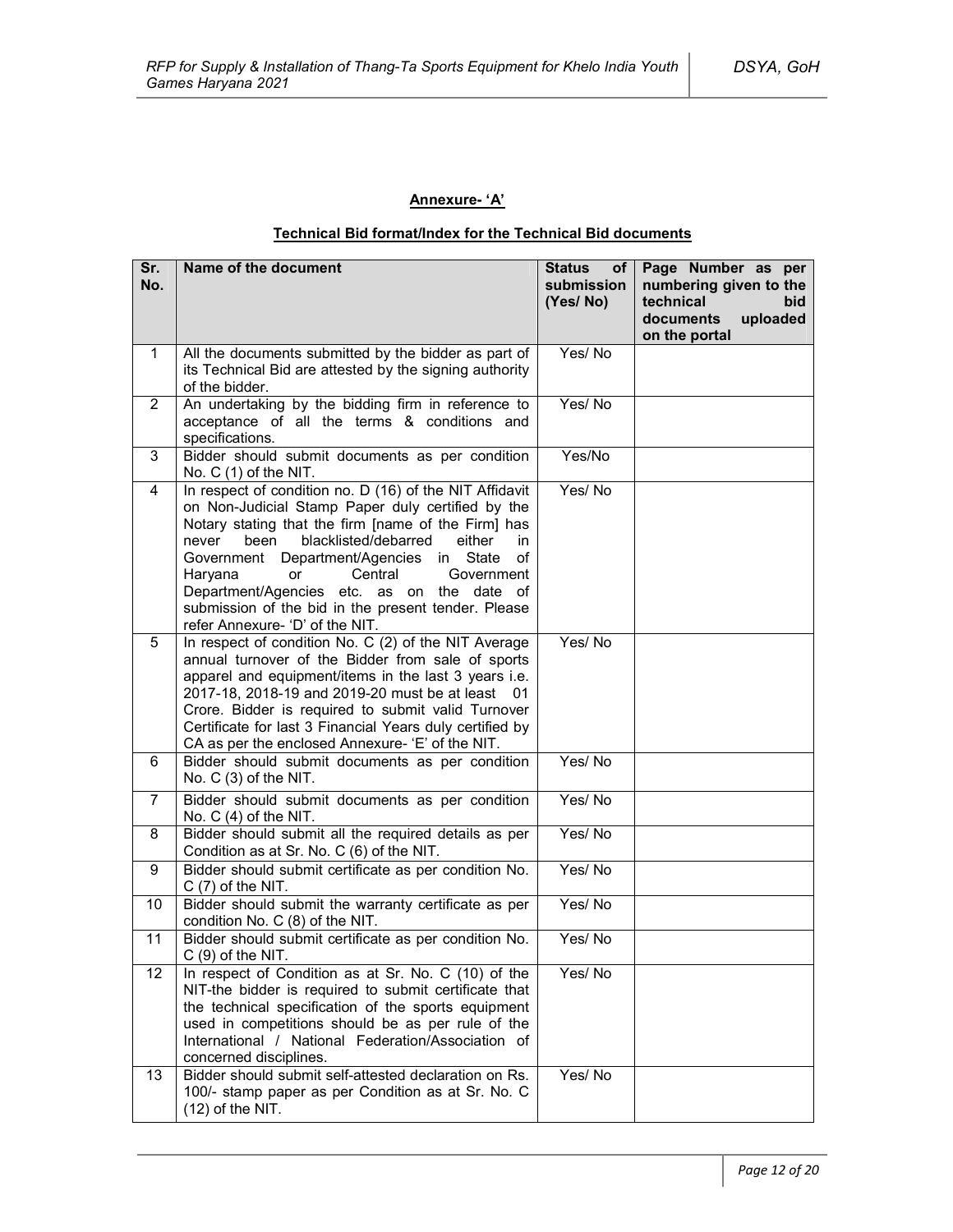**Annexure- 'A'**

**Technical Bid format/Index for the Technical Bid documents**

| Sr. No. | Name of the document | Status of submission (Yes/ No) | Page Number as per numbering given to the technical bid documents uploaded on the portal |
|---|---|---|---|
| 1 | All the documents submitted by the bidder as part of its Technical Bid are attested by the signing authority of the bidder. | Yes/ No | |
| 2 | An undertaking by the bidding firm in reference to acceptance of all the terms & conditions and specifications. | Yes/ No | |
| 3 | Bidder should submit documents as per condition No. C (1) of the NIT. | Yes/No | |
| 4 | In respect of condition no. D (16) of the NIT Affidavit on Non-Judicial Stamp Paper duly certified by the Notary stating that the firm [name of the Firm] has never been blacklisted/debarred either in Government Department/Agencies in State of Haryana or Central Government Department/Agencies etc. as on the date of submission of the bid in the present tender. Please refer Annexure- 'D' of the NIT. | Yes/ No | |
| 5 | In respect of condition No. C (2) of the NIT Average annual turnover of the Bidder from sale of sports apparel and equipment/items in the last 3 years i.e. 2017-18, 2018-19 and 2019-20 must be at least 01 Crore. Bidder is required to submit valid Turnover Certificate for last 3 Financial Years duly certified by CA as per the enclosed Annexure- 'E' of the NIT. | Yes/ No | |
| 6 | Bidder should submit documents as per condition No. C (3) of the NIT. | Yes/ No | |
| 7 | Bidder should submit documents as per condition No. C (4) of the NIT. | Yes/ No | |
| 8 | Bidder should submit all the required details as per Condition as at Sr. No. C (6) of the NIT. | Yes/ No | |
| 9 | Bidder should submit certificate as per condition No. C (7) of the NIT. | Yes/ No | |
| 10 | Bidder should submit the warranty certificate as per condition No. C (8) of the NIT. | Yes/ No | |
| 11 | Bidder should submit certificate as per condition No. C (9) of the NIT. | Yes/ No | |
| 12 | In respect of Condition as at Sr. No. C (10) of the NIT-the bidder is required to submit certificate that the technical specification of the sports equipment used in competitions should be as per rule of the International / National Federation/Association of concerned disciplines. | Yes/ No | |
| 13 | Bidder should submit self-attested declaration on Rs. 100/- stamp paper as per Condition as at Sr. No. C (12) of the NIT. | Yes/ No | |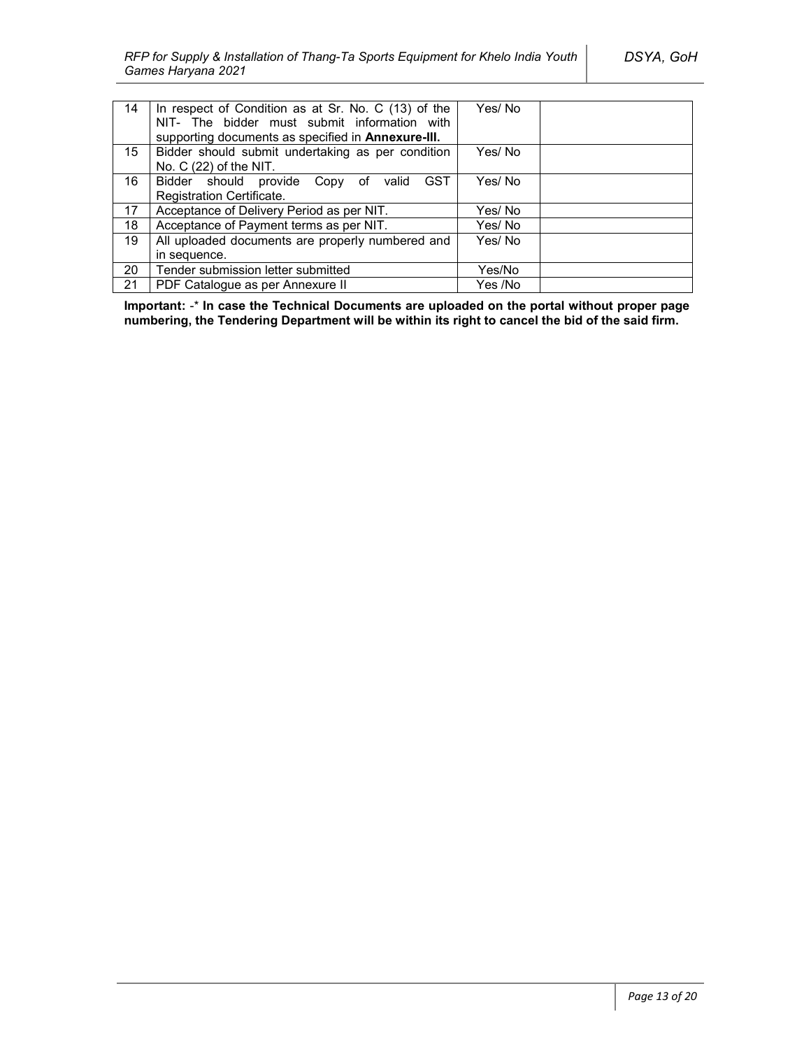| 14 | In respect of Condition as at Sr. No. C (13) of the NIT- The bidder must submit information with supporting documents as specified in **Annexure-III.** | Yes/ No | |
|---|---|---|---|
| 15 | Bidder should submit undertaking as per condition No. C (22) of the NIT. | Yes/ No | |
| 16 | Bidder should provide Copy of valid GST Registration Certificate. | Yes/ No | |
| 17 | Acceptance of Delivery Period as per NIT. | Yes/ No | |
| 18 | Acceptance of Payment terms as per NIT. | Yes/ No | |
| 19 | All uploaded documents are properly numbered and in sequence. | Yes/ No | |
| 20 | Tender submission letter submitted | Yes/No | |
| 21 | PDF Catalogue as per Annexure II | Yes /No | |

**Important:** -* **In case the Technical Documents are uploaded on the portal without proper page numbering, the Tendering Department will be within its right to cancel the bid of the said firm.**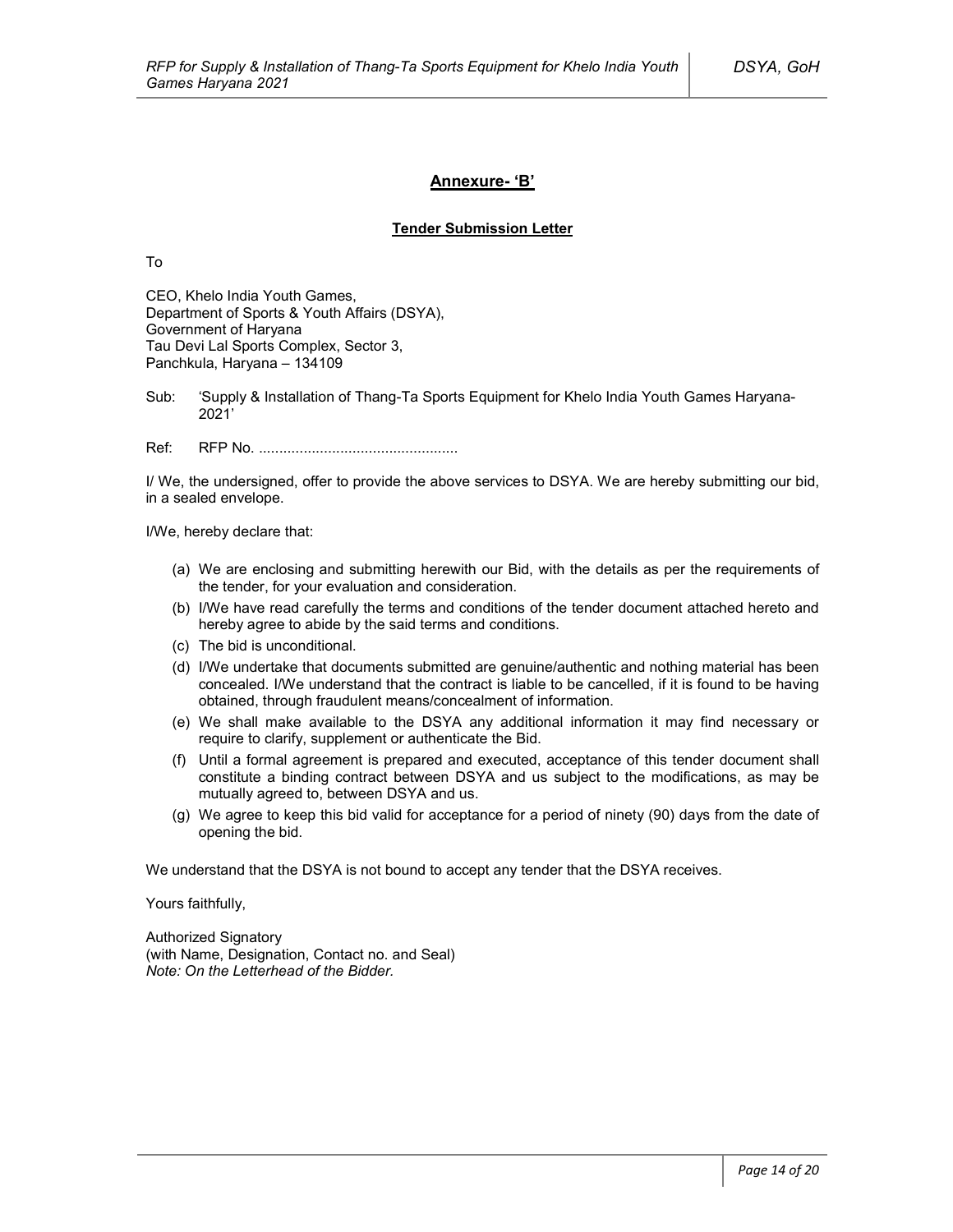## Annexure- 'B'

### Tender Submission Letter

To

CEO, Khelo India Youth Games,
Department of Sports & Youth Affairs (DSYA),
Government of Haryana
Tau Devi Lal Sports Complex, Sector 3,
Panchkula, Haryana – 134109

Sub: 'Supply & Installation of Thang-Ta Sports Equipment for Khelo India Youth Games Haryana-2021'

Ref: RFP No. ................................................

I/ We, the undersigned, offer to provide the above services to DSYA. We are hereby submitting our bid, in a sealed envelope.

I/We, hereby declare that:

(a) We are enclosing and submitting herewith our Bid, with the details as per the requirements of the tender, for your evaluation and consideration.
(b) I/We have read carefully the terms and conditions of the tender document attached hereto and hereby agree to abide by the said terms and conditions.
(c) The bid is unconditional.
(d) I/We undertake that documents submitted are genuine/authentic and nothing material has been concealed. I/We understand that the contract is liable to be cancelled, if it is found to be having obtained, through fraudulent means/concealment of information.
(e) We shall make available to the DSYA any additional information it may find necessary or require to clarify, supplement or authenticate the Bid.
(f) Until a formal agreement is prepared and executed, acceptance of this tender document shall constitute a binding contract between DSYA and us subject to the modifications, as may be mutually agreed to, between DSYA and us.
(g) We agree to keep this bid valid for acceptance for a period of ninety (90) days from the date of opening the bid.

We understand that the DSYA is not bound to accept any tender that the DSYA receives.

Yours faithfully,

Authorized Signatory
(with Name, Designation, Contact no. and Seal)
*Note: On the Letterhead of the Bidder.*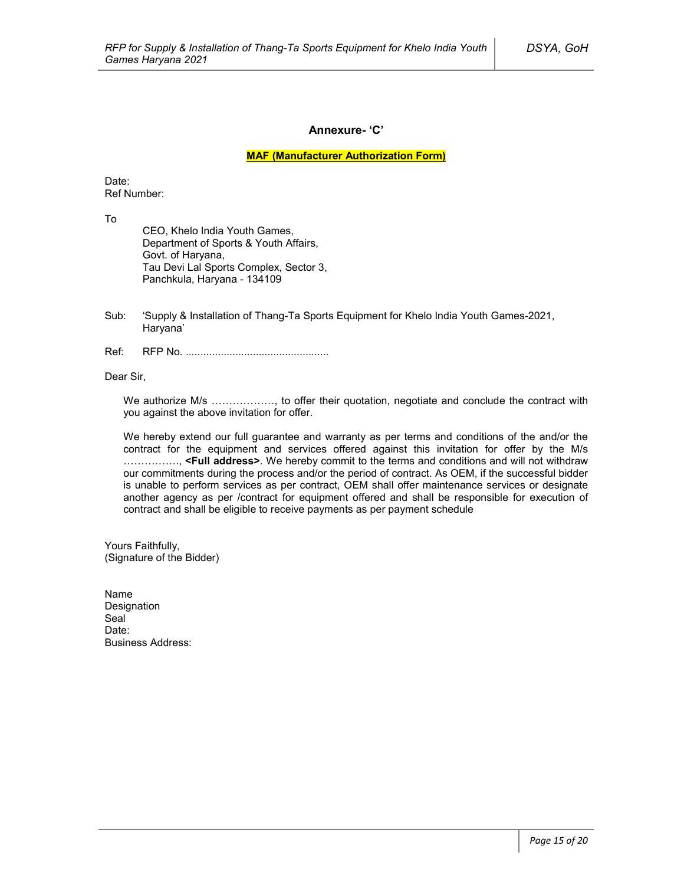## Annexure- 'C'

**MAF (Manufacturer Authorization Form)**

Date:
Ref Number:

To

CEO, Khelo India Youth Games,
Department of Sports & Youth Affairs,
Govt. of Haryana,
Tau Devi Lal Sports Complex, Sector 3,
Panchkula, Haryana - 134109

Sub: 'Supply & Installation of Thang-Ta Sports Equipment for Khelo India Youth Games-2021, Haryana'

Ref: RFP No. .................................................

Dear Sir,

We authorize M/s ………………, to offer their quotation, negotiate and conclude the contract with you against the above invitation for offer.

We hereby extend our full guarantee and warranty as per terms and conditions of the and/or the contract for the equipment and services offered against this invitation for offer by the M/s ……………., **<Full address>**. We hereby commit to the terms and conditions and will not withdraw our commitments during the process and/or the period of contract. As OEM, if the successful bidder is unable to perform services as per contract, OEM shall offer maintenance services or designate another agency as per /contract for equipment offered and shall be responsible for execution of contract and shall be eligible to receive payments as per payment schedule

Yours Faithfully,
(Signature of the Bidder)

Name
Designation
Seal
Date:
Business Address: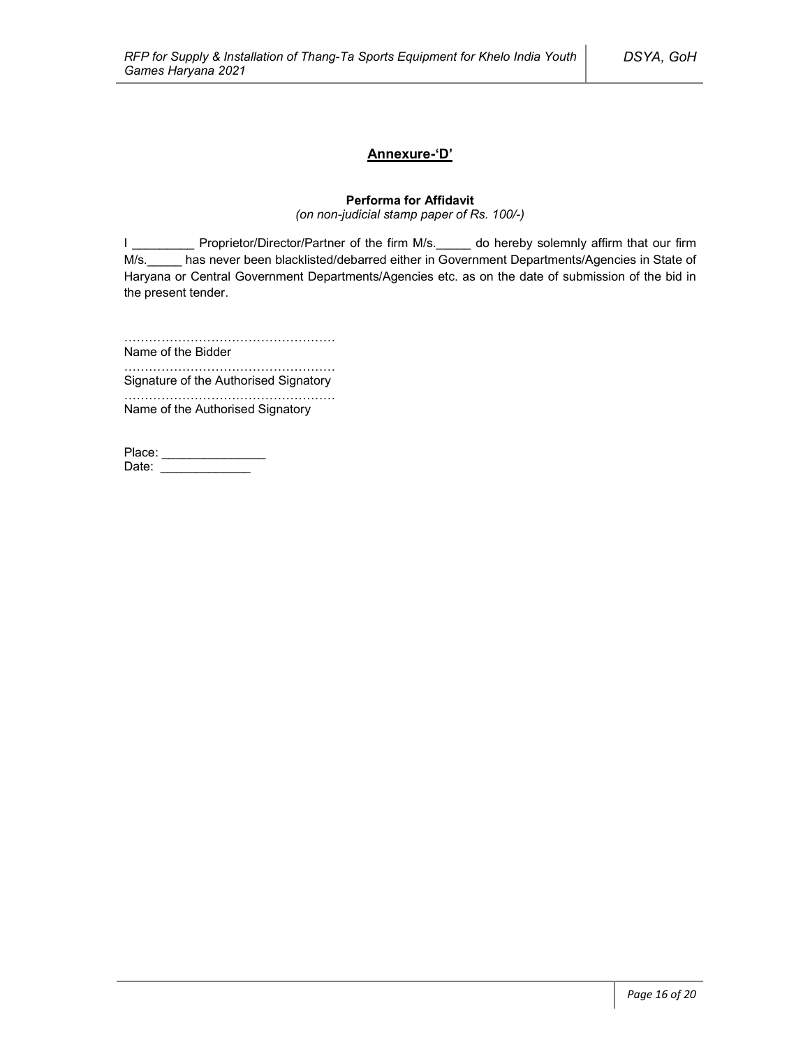## Annexure-'D'

**Performa for Affidavit**

*(on non-judicial stamp paper of Rs. 100/-)*

I _________ Proprietor/Director/Partner of the firm M/s._____ do hereby solemnly affirm that our firm M/s._____ has never been blacklisted/debarred either in Government Departments/Agencies in State of Haryana or Central Government Departments/Agencies etc. as on the date of submission of the bid in the present tender.

……………………………………………
Name of the Bidder

……………………………………………
Signature of the Authorised Signatory

……………………………………………
Name of the Authorised Signatory

Place: _______________

Date: _____________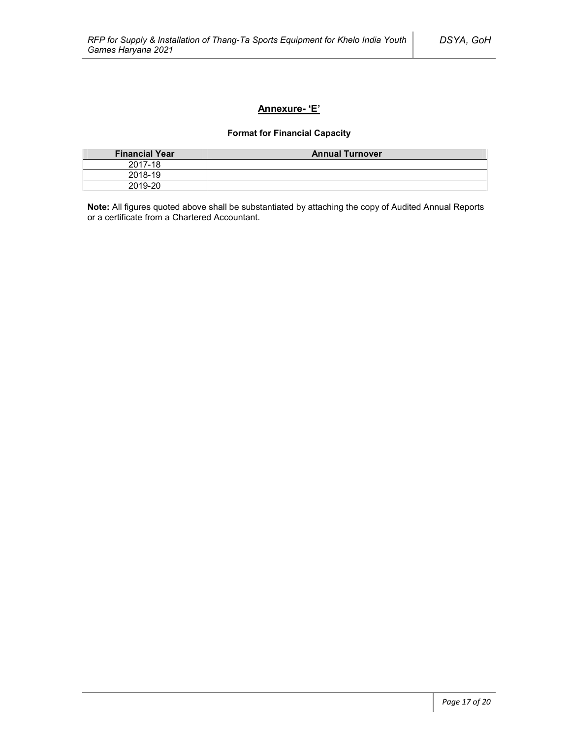## Annexure- 'E'

**Format for Financial Capacity**

| Financial Year | Annual Turnover |
|---|---|
| 2017-18 | |
| 2018-19 | |
| 2019-20 | |

**Note:** All figures quoted above shall be substantiated by attaching the copy of Audited Annual Reports or a certificate from a Chartered Accountant.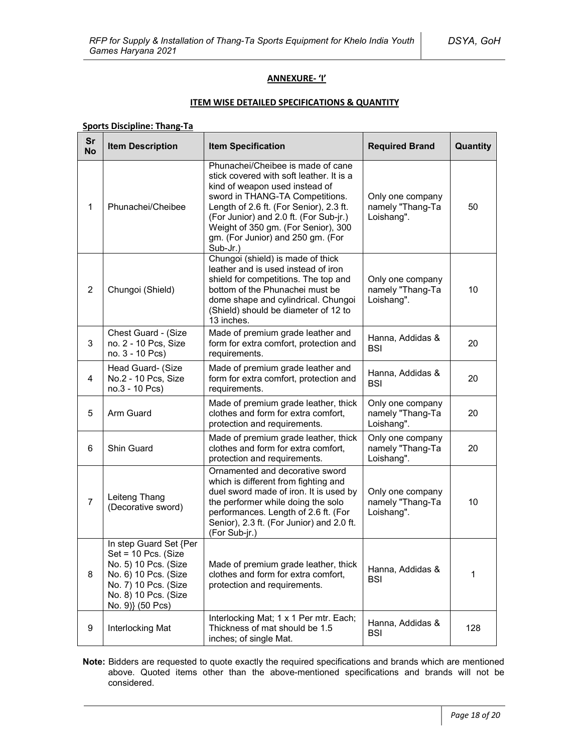**ANNEXURE- 'I'**

**ITEM WISE DETAILED SPECIFICATIONS & QUANTITY**

**Sports Discipline: Thang-Ta**

| Sr No | Item Description | Item Specification | Required Brand | Quantity |
|---|---|---|---|---|
| 1 | Phunachei/Cheibee | Phunachei/Cheibee is made of cane stick covered with soft leather. It is a kind of weapon used instead of sword in THANG-TA Competitions. Length of 2.6 ft. (For Senior), 2.3 ft. (For Junior) and 2.0 ft. (For Sub-jr.) Weight of 350 gm. (For Senior), 300 gm. (For Junior) and 250 gm. (For Sub-Jr.) | Only one company namely "Thang-Ta Loishang". | 50 |
| 2 | Chungoi (Shield) | Chungoi (shield) is made of thick leather and is used instead of iron shield for competitions. The top and bottom of the Phunachei must be dome shape and cylindrical. Chungoi (Shield) should be diameter of 12 to 13 inches. | Only one company namely "Thang-Ta Loishang". | 10 |
| 3 | Chest Guard - (Size no. 2 - 10 Pcs, Size no. 3 - 10 Pcs) | Made of premium grade leather and form for extra comfort, protection and requirements. | Hanna, Addidas & BSI | 20 |
| 4 | Head Guard- (Size No.2 - 10 Pcs, Size no.3 - 10 Pcs) | Made of premium grade leather and form for extra comfort, protection and requirements. | Hanna, Addidas & BSI | 20 |
| 5 | Arm Guard | Made of premium grade leather, thick clothes and form for extra comfort, protection and requirements. | Only one company namely "Thang-Ta Loishang". | 20 |
| 6 | Shin Guard | Made of premium grade leather, thick clothes and form for extra comfort, protection and requirements. | Only one company namely "Thang-Ta Loishang". | 20 |
| 7 | Leiteng Thang (Decorative sword) | Ornamented and decorative sword which is different from fighting and duel sword made of iron. It is used by the performer while doing the solo performances. Length of 2.6 ft. (For Senior), 2.3 ft. (For Junior) and 2.0 ft. (For Sub-jr.) | Only one company namely "Thang-Ta Loishang". | 10 |
| 8 | In step Guard Set {Per Set = 10 Pcs. (Size No. 5) 10 Pcs. (Size No. 6) 10 Pcs. (Size No. 7) 10 Pcs. (Size No. 8) 10 Pcs. (Size No. 9)} (50 Pcs) | Made of premium grade leather, thick clothes and form for extra comfort, protection and requirements. | Hanna, Addidas & BSI | 1 |
| 9 | Interlocking Mat | Interlocking Mat; 1 x 1 Per mtr. Each; Thickness of mat should be 1.5 inches; of single Mat. | Hanna, Addidas & BSI | 128 |

**Note:** Bidders are requested to quote exactly the required specifications and brands which are mentioned above. Quoted items other than the above-mentioned specifications and brands will not be considered.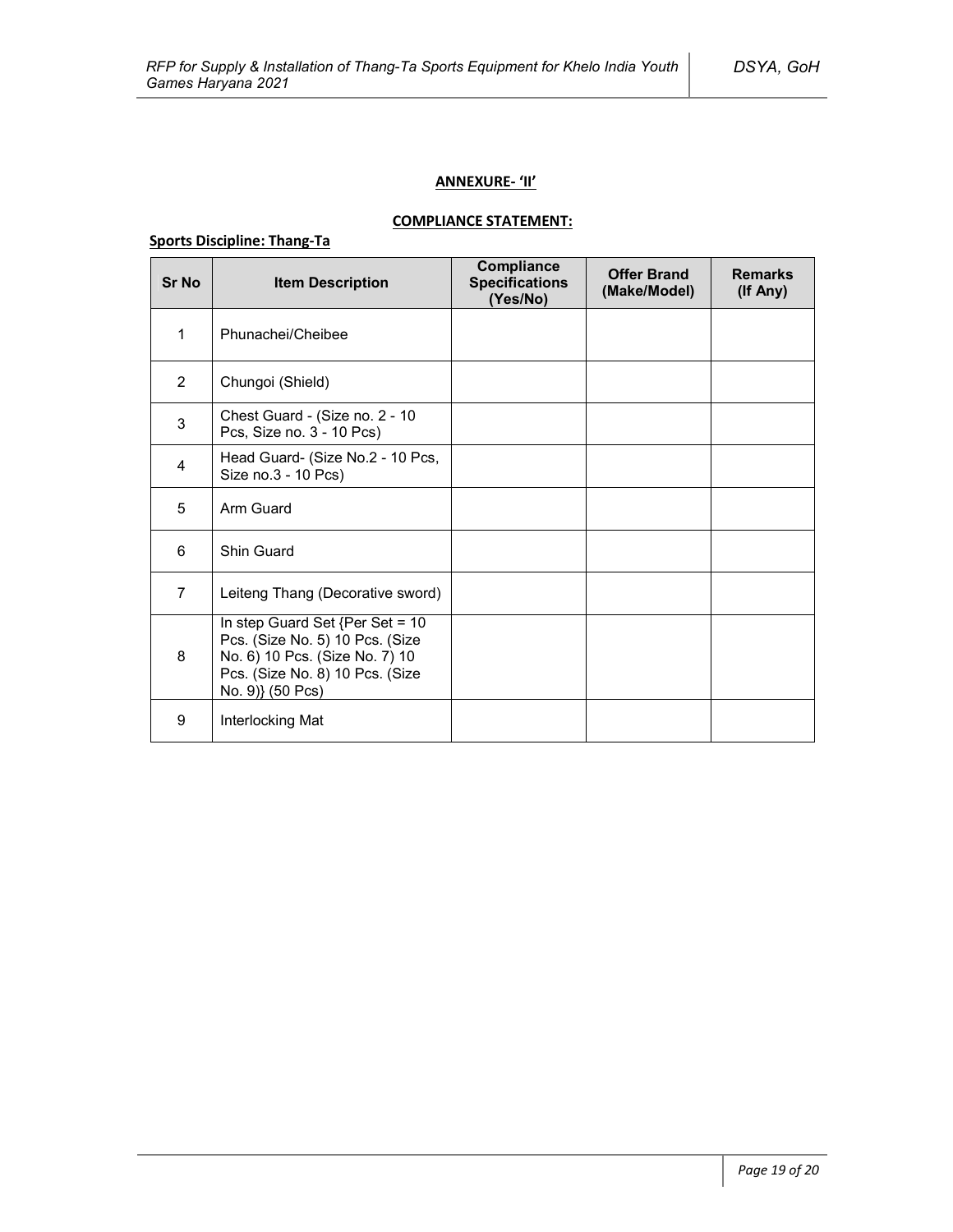## ANNEXURE- 'II'

### COMPLIANCE STATEMENT:

**Sports Discipline: Thang-Ta**

| Sr No | Item Description | Compliance Specifications (Yes/No) | Offer Brand (Make/Model) | Remarks (If Any) |
|---|---|---|---|---|
| 1 | Phunachei/Cheibee | | | |
| 2 | Chungoi (Shield) | | | |
| 3 | Chest Guard - (Size no. 2 - 10 Pcs, Size no. 3 - 10 Pcs) | | | |
| 4 | Head Guard- (Size No.2 - 10 Pcs, Size no.3 - 10 Pcs) | | | |
| 5 | Arm Guard | | | |
| 6 | Shin Guard | | | |
| 7 | Leiteng Thang (Decorative sword) | | | |
| 8 | In step Guard Set {Per Set = 10 Pcs. (Size No. 5) 10 Pcs. (Size No. 6) 10 Pcs. (Size No. 7) 10 Pcs. (Size No. 8) 10 Pcs. (Size No. 9)} (50 Pcs) | | | |
| 9 | Interlocking Mat | | | |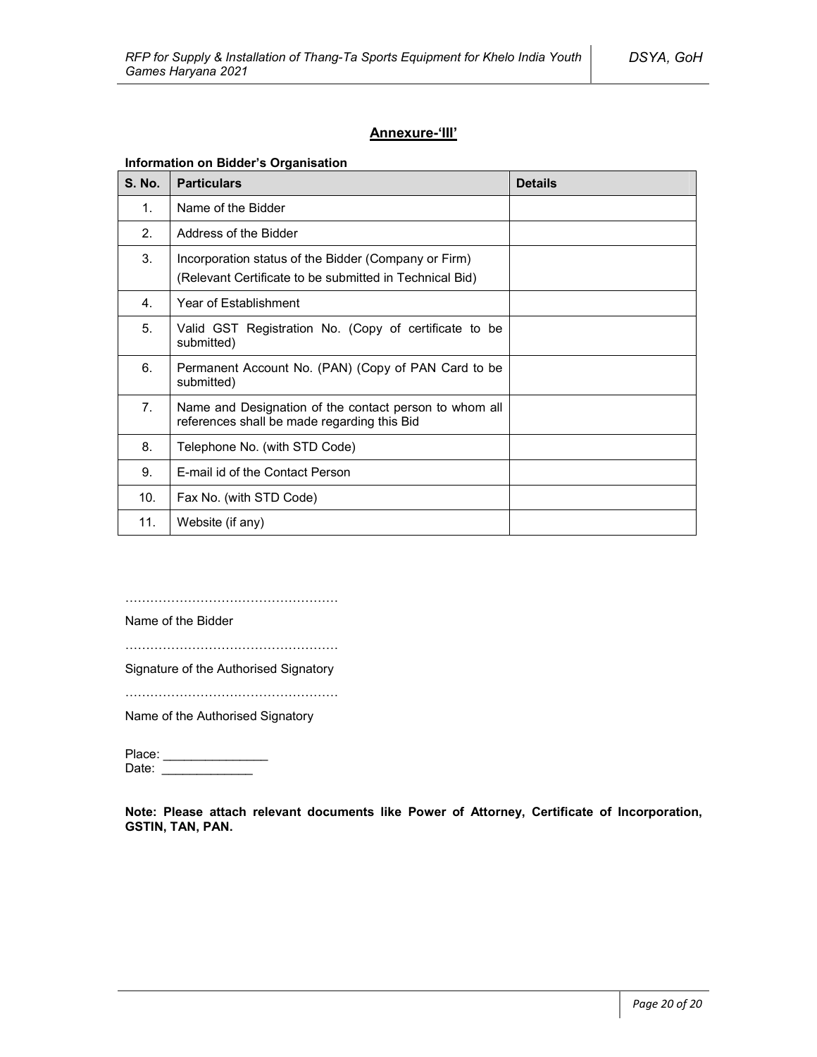## Annexure-'III'

**Information on Bidder's Organisation**

| S. No. | Particulars | Details |
|---|---|---|
| 1. | Name of the Bidder | |
| 2. | Address of the Bidder | |
| 3. | Incorporation status of the Bidder (Company or Firm)<br>(Relevant Certificate to be submitted in Technical Bid) | |
| 4. | Year of Establishment | |
| 5. | Valid GST Registration No. (Copy of certificate to be submitted) | |
| 6. | Permanent Account No. (PAN) (Copy of PAN Card to be submitted) | |
| 7. | Name and Designation of the contact person to whom all references shall be made regarding this Bid | |
| 8. | Telephone No. (with STD Code) | |
| 9. | E-mail id of the Contact Person | |
| 10. | Fax No. (with STD Code) | |
| 11. | Website (if any) | |

……………………………………………

Name of the Bidder

……………………………………………

Signature of the Authorised Signatory

……………………………………………

Name of the Authorised Signatory

Place: _______________

Date: _____________

**Note: Please attach relevant documents like Power of Attorney, Certificate of Incorporation, GSTIN, TAN, PAN.**